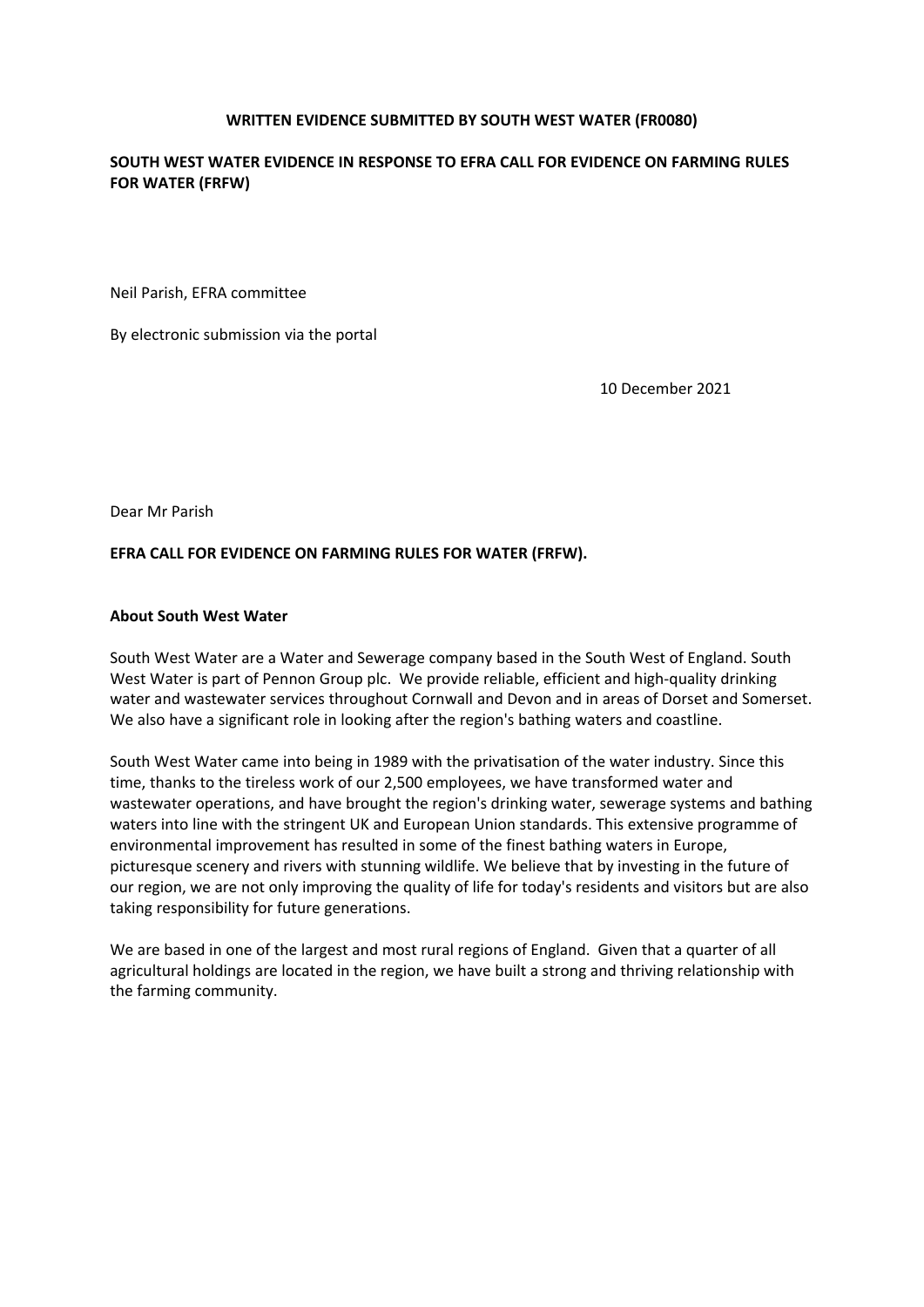**WRITTEN EVIDENCE SUBMITTED BY SOUTH WEST WATER (FR0080)**

**SOUTH WEST WATER EVIDENCE IN RESPONSE TO EFRA CALL FOR EVIDENCE ON FARMING RULES FOR WATER (FRFW)**

Neil Parish, EFRA committee

By electronic submission via the portal

10 December 2021

Dear Mr Parish

**EFRA CALL FOR EVIDENCE ON FARMING RULES FOR WATER (FRFW).**

**About South West Water**

South West Water are a Water and Sewerage company based in the South West of England. South West Water is part of Pennon Group plc. We provide reliable, efficient and high-quality drinking water and wastewater services throughout Cornwall and Devon and in areas of Dorset and Somerset. We also have a significant role in looking after the region's bathing waters and coastline.

South West Water came into being in 1989 with the privatisation of the water industry. Since this time, thanks to the tireless work of our 2,500 employees, we have transformed water and wastewater operations, and have brought the region's drinking water, sewerage systems and bathing waters into line with the stringent UK and European Union standards. This extensive programme of environmental improvement has resulted in some of the finest bathing waters in Europe, picturesque scenery and rivers with stunning wildlife. We believe that by investing in the future of our region, we are not only improving the quality of life for today's residents and visitors but are also taking responsibility for future generations.

We are based in one of the largest and most rural regions of England. Given that a quarter of all agricultural holdings are located in the region, we have built a strong and thriving relationship with the farming community.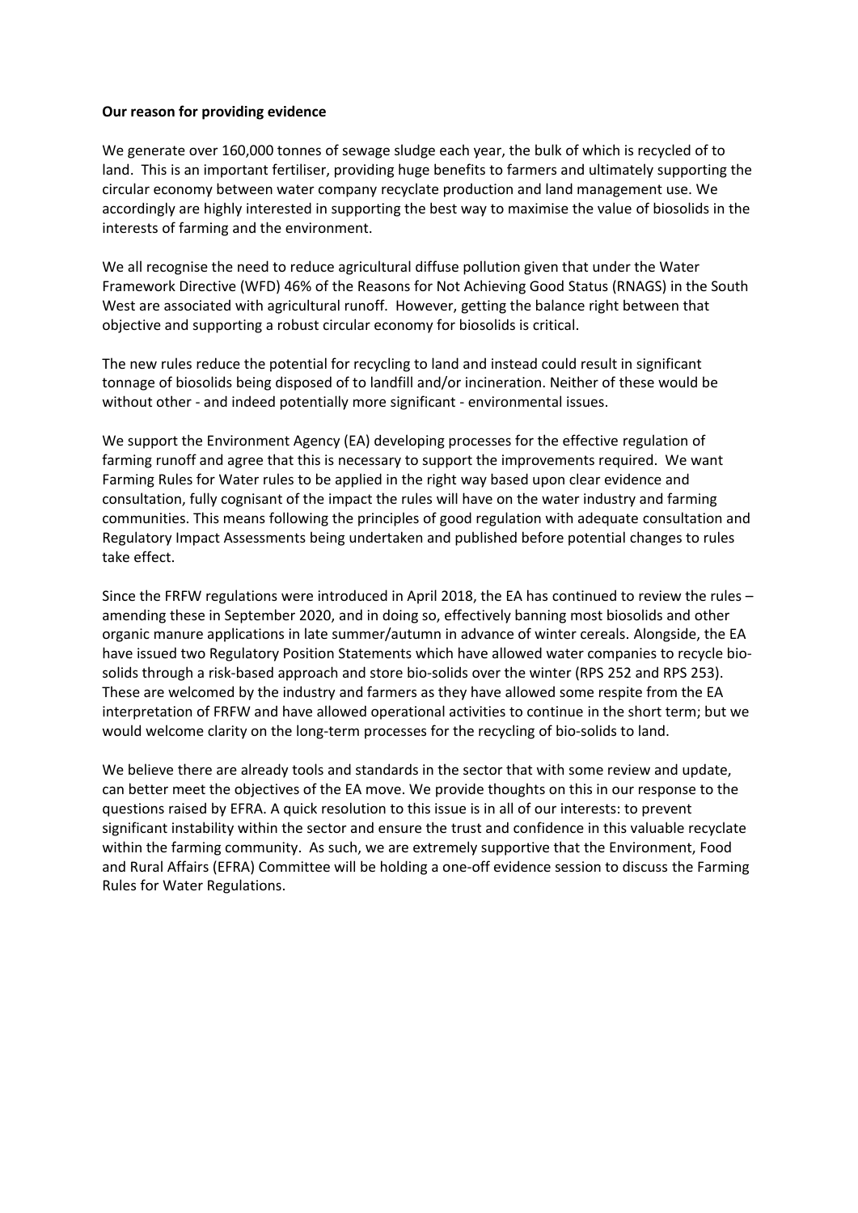**Our reason for providing evidence**

We generate over 160,000 tonnes of sewage sludge each year, the bulk of which is recycled of to land. This is an important fertiliser, providing huge benefits to farmers and ultimately supporting the circular economy between water company recyclate production and land management use. We accordingly are highly interested in supporting the best way to maximise the value of biosolids in the interests of farming and the environment.

We all recognise the need to reduce agricultural diffuse pollution given that under the Water Framework Directive (WFD) 46% of the Reasons for Not Achieving Good Status (RNAGS) in the South West are associated with agricultural runoff. However, getting the balance right between that objective and supporting a robust circular economy for biosolids is critical.

The new rules reduce the potential for recycling to land and instead could result in significant tonnage of biosolids being disposed of to landfill and/or incineration. Neither of these would be without other - and indeed potentially more significant - environmental issues.

We support the Environment Agency (EA) developing processes for the effective regulation of farming runoff and agree that this is necessary to support the improvements required. We want Farming Rules for Water rules to be applied in the right way based upon clear evidence and consultation, fully cognisant of the impact the rules will have on the water industry and farming communities. This means following the principles of good regulation with adequate consultation and Regulatory Impact Assessments being undertaken and published before potential changes to rules take effect.

Since the FRFW regulations were introduced in April 2018, the EA has continued to review the rules – amending these in September 2020, and in doing so, effectively banning most biosolids and other organic manure applications in late summer/autumn in advance of winter cereals. Alongside, the EA have issued two Regulatory Position Statements which have allowed water companies to recycle bio-solids through a risk-based approach and store bio-solids over the winter (RPS 252 and RPS 253). These are welcomed by the industry and farmers as they have allowed some respite from the EA interpretation of FRFW and have allowed operational activities to continue in the short term; but we would welcome clarity on the long-term processes for the recycling of bio-solids to land.

We believe there are already tools and standards in the sector that with some review and update, can better meet the objectives of the EA move. We provide thoughts on this in our response to the questions raised by EFRA. A quick resolution to this issue is in all of our interests: to prevent significant instability within the sector and ensure the trust and confidence in this valuable recyclate within the farming community. As such, we are extremely supportive that the Environment, Food and Rural Affairs (EFRA) Committee will be holding a one-off evidence session to discuss the Farming Rules for Water Regulations.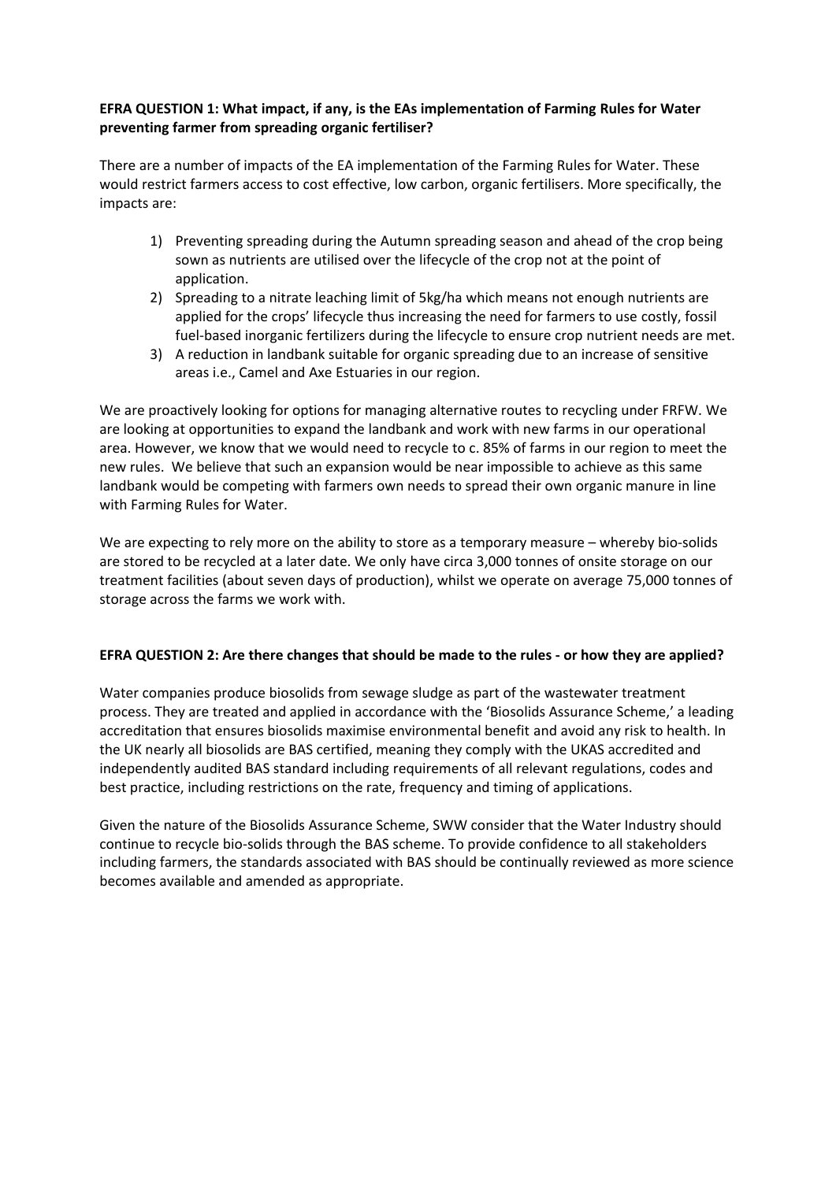**EFRA QUESTION 1: What impact, if any, is the EAs implementation of Farming Rules for Water preventing farmer from spreading organic fertiliser?**

There are a number of impacts of the EA implementation of the Farming Rules for Water. These would restrict farmers access to cost effective, low carbon, organic fertilisers. More specifically, the impacts are:

1) Preventing spreading during the Autumn spreading season and ahead of the crop being sown as nutrients are utilised over the lifecycle of the crop not at the point of application.
2) Spreading to a nitrate leaching limit of 5kg/ha which means not enough nutrients are applied for the crops' lifecycle thus increasing the need for farmers to use costly, fossil fuel-based inorganic fertilizers during the lifecycle to ensure crop nutrient needs are met.
3) A reduction in landbank suitable for organic spreading due to an increase of sensitive areas i.e., Camel and Axe Estuaries in our region.

We are proactively looking for options for managing alternative routes to recycling under FRFW. We are looking at opportunities to expand the landbank and work with new farms in our operational area. However, we know that we would need to recycle to c. 85% of farms in our region to meet the new rules. We believe that such an expansion would be near impossible to achieve as this same landbank would be competing with farmers own needs to spread their own organic manure in line with Farming Rules for Water.

We are expecting to rely more on the ability to store as a temporary measure – whereby bio-solids are stored to be recycled at a later date. We only have circa 3,000 tonnes of onsite storage on our treatment facilities (about seven days of production), whilst we operate on average 75,000 tonnes of storage across the farms we work with.

**EFRA QUESTION 2: Are there changes that should be made to the rules - or how they are applied?**

Water companies produce biosolids from sewage sludge as part of the wastewater treatment process. They are treated and applied in accordance with the 'Biosolids Assurance Scheme,' a leading accreditation that ensures biosolids maximise environmental benefit and avoid any risk to health. In the UK nearly all biosolids are BAS certified, meaning they comply with the UKAS accredited and independently audited BAS standard including requirements of all relevant regulations, codes and best practice, including restrictions on the rate, frequency and timing of applications.

Given the nature of the Biosolids Assurance Scheme, SWW consider that the Water Industry should continue to recycle bio-solids through the BAS scheme. To provide confidence to all stakeholders including farmers, the standards associated with BAS should be continually reviewed as more science becomes available and amended as appropriate.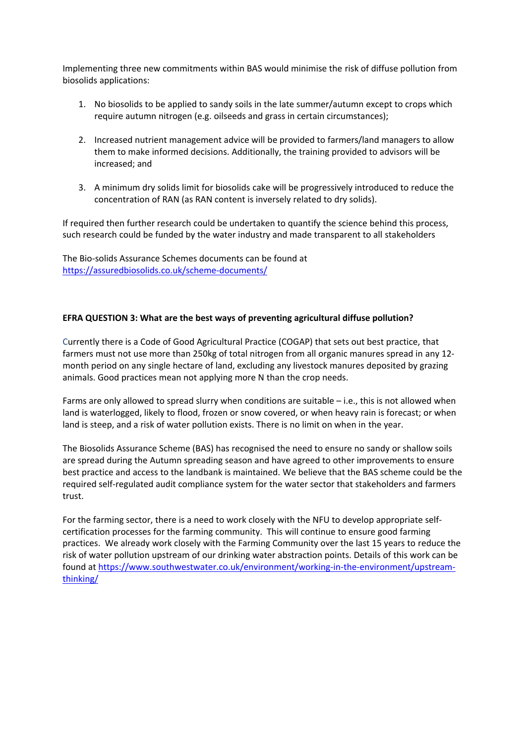Implementing three new commitments within BAS would minimise the risk of diffuse pollution from biosolids applications:

1. No biosolids to be applied to sandy soils in the late summer/autumn except to crops which require autumn nitrogen (e.g. oilseeds and grass in certain circumstances);

2. Increased nutrient management advice will be provided to farmers/land managers to allow them to make informed decisions. Additionally, the training provided to advisors will be increased; and

3. A minimum dry solids limit for biosolids cake will be progressively introduced to reduce the concentration of RAN (as RAN content is inversely related to dry solids).

If required then further research could be undertaken to quantify the science behind this process, such research could be funded by the water industry and made transparent to all stakeholders

The Bio-solids Assurance Schemes documents can be found at https://assuredbiosolids.co.uk/scheme-documents/

**EFRA QUESTION 3: What are the best ways of preventing agricultural diffuse pollution?**

Currently there is a Code of Good Agricultural Practice (COGAP) that sets out best practice, that farmers must not use more than 250kg of total nitrogen from all organic manures spread in any 12-month period on any single hectare of land, excluding any livestock manures deposited by grazing animals. Good practices mean not applying more N than the crop needs.

Farms are only allowed to spread slurry when conditions are suitable – i.e., this is not allowed when land is waterlogged, likely to flood, frozen or snow covered, or when heavy rain is forecast; or when land is steep, and a risk of water pollution exists. There is no limit on when in the year.

The Biosolids Assurance Scheme (BAS) has recognised the need to ensure no sandy or shallow soils are spread during the Autumn spreading season and have agreed to other improvements to ensure best practice and access to the landbank is maintained. We believe that the BAS scheme could be the required self-regulated audit compliance system for the water sector that stakeholders and farmers trust.

For the farming sector, there is a need to work closely with the NFU to develop appropriate self-certification processes for the farming community. This will continue to ensure good farming practices. We already work closely with the Farming Community over the last 15 years to reduce the risk of water pollution upstream of our drinking water abstraction points. Details of this work can be found at https://www.southwestwater.co.uk/environment/working-in-the-environment/upstream-thinking/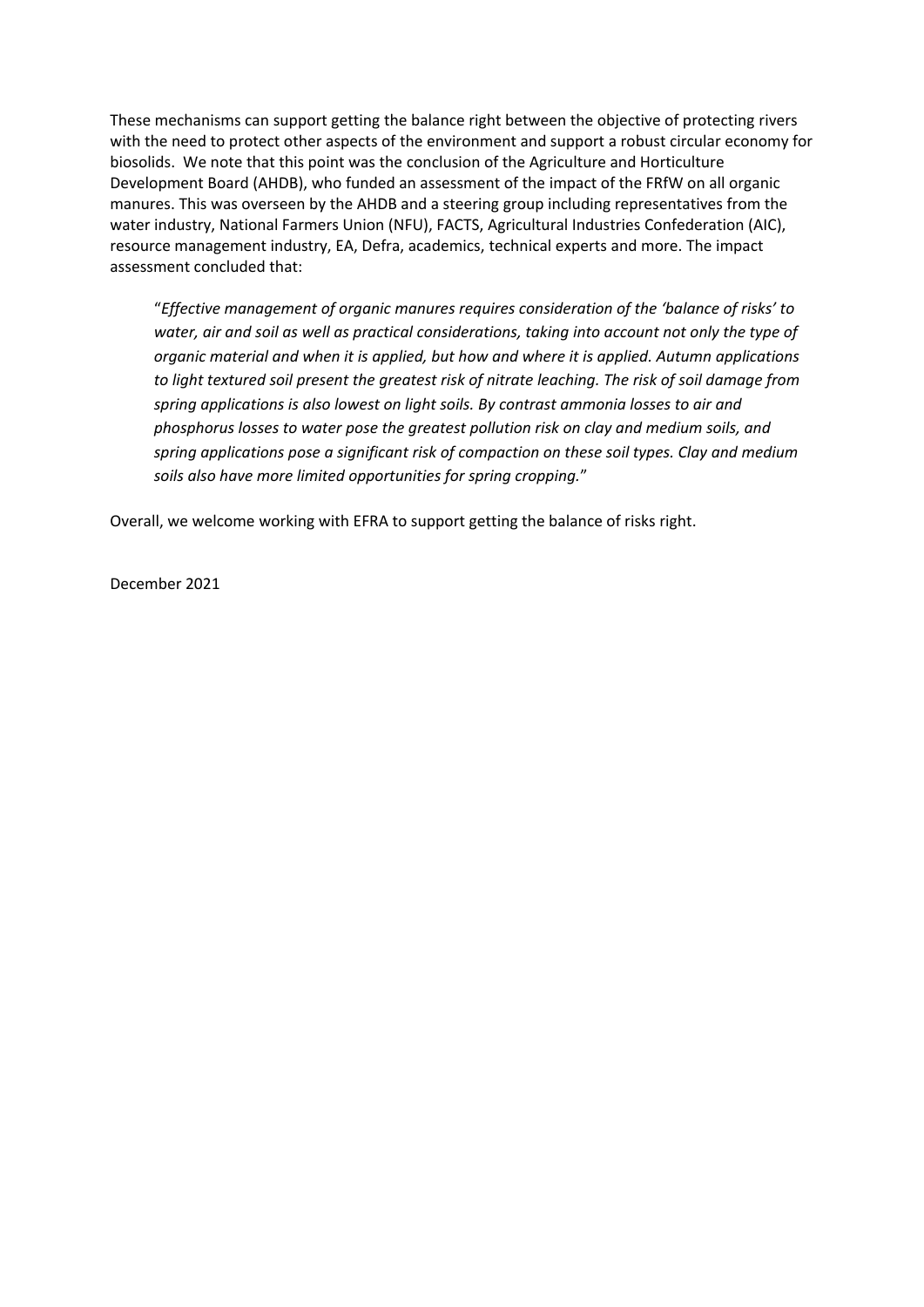These mechanisms can support getting the balance right between the objective of protecting rivers with the need to protect other aspects of the environment and support a robust circular economy for biosolids. We note that this point was the conclusion of the Agriculture and Horticulture Development Board (AHDB), who funded an assessment of the impact of the FRfW on all organic manures. This was overseen by the AHDB and a steering group including representatives from the water industry, National Farmers Union (NFU), FACTS, Agricultural Industries Confederation (AIC), resource management industry, EA, Defra, academics, technical experts and more. The impact assessment concluded that:

> "*Effective management of organic manures requires consideration of the 'balance of risks' to water, air and soil as well as practical considerations, taking into account not only the type of organic material and when it is applied, but how and where it is applied. Autumn applications to light textured soil present the greatest risk of nitrate leaching. The risk of soil damage from spring applications is also lowest on light soils. By contrast ammonia losses to air and phosphorus losses to water pose the greatest pollution risk on clay and medium soils, and spring applications pose a significant risk of compaction on these soil types. Clay and medium soils also have more limited opportunities for spring cropping.*"

Overall, we welcome working with EFRA to support getting the balance of risks right.

December 2021